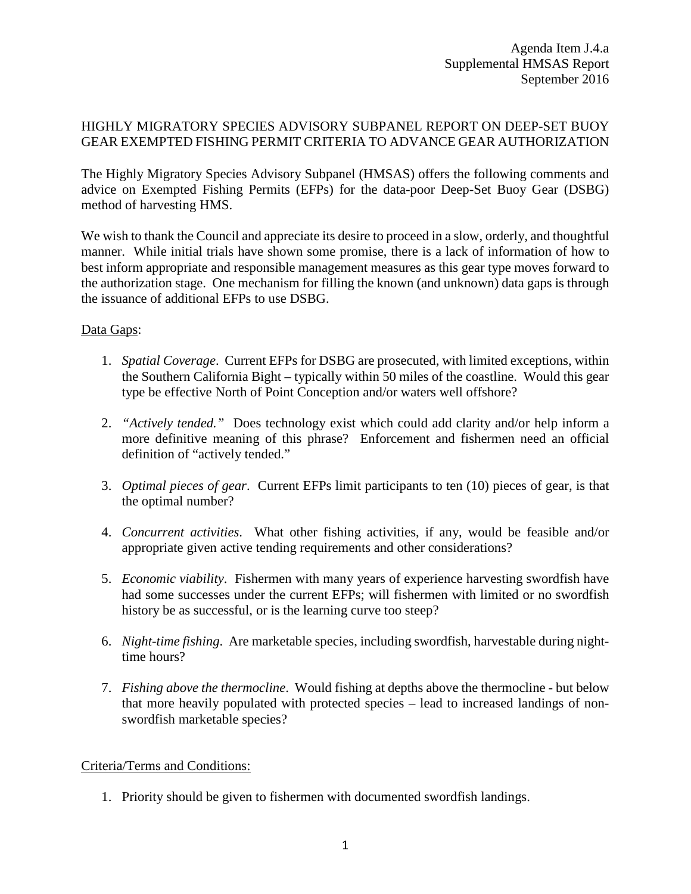Agenda Item J.4.a
Supplemental HMSAS Report
September 2016

# HIGHLY MIGRATORY SPECIES ADVISORY SUBPANEL REPORT ON DEEP-SET BUOY GEAR EXEMPTED FISHING PERMIT CRITERIA TO ADVANCE GEAR AUTHORIZATION

The Highly Migratory Species Advisory Subpanel (HMSAS) offers the following comments and advice on Exempted Fishing Permits (EFPs) for the data-poor Deep-Set Buoy Gear (DSBG) method of harvesting HMS.

We wish to thank the Council and appreciate its desire to proceed in a slow, orderly, and thoughtful manner. While initial trials have shown some promise, there is a lack of information of how to best inform appropriate and responsible management measures as this gear type moves forward to the authorization stage. One mechanism for filling the known (and unknown) data gaps is through the issuance of additional EFPs to use DSBG.

<u>Data Gaps</u>:

1. *Spatial Coverage*. Current EFPs for DSBG are prosecuted, with limited exceptions, within the Southern California Bight – typically within 50 miles of the coastline. Would this gear type be effective North of Point Conception and/or waters well offshore?

2. *"Actively tended."* Does technology exist which could add clarity and/or help inform a more definitive meaning of this phrase? Enforcement and fishermen need an official definition of "actively tended."

3. *Optimal pieces of gear*. Current EFPs limit participants to ten (10) pieces of gear, is that the optimal number?

4. *Concurrent activities*. What other fishing activities, if any, would be feasible and/or appropriate given active tending requirements and other considerations?

5. *Economic viability*. Fishermen with many years of experience harvesting swordfish have had some successes under the current EFPs; will fishermen with limited or no swordfish history be as successful, or is the learning curve too steep?

6. *Night-time fishing*. Are marketable species, including swordfish, harvestable during night-time hours?

7. *Fishing above the thermocline*. Would fishing at depths above the thermocline - but below that more heavily populated with protected species – lead to increased landings of non-swordfish marketable species?

<u>Criteria/Terms and Conditions:</u>

1. Priority should be given to fishermen with documented swordfish landings.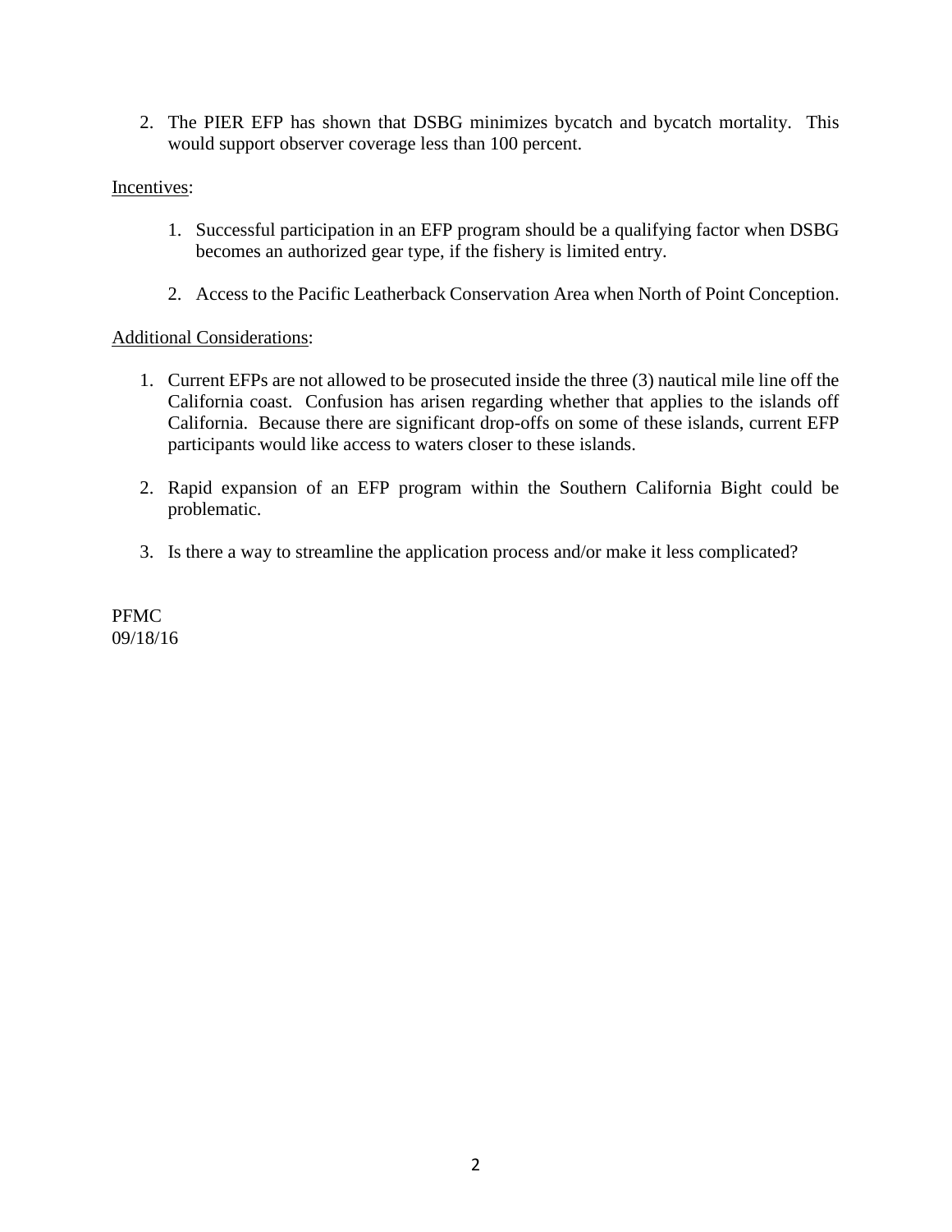2. The PIER EFP has shown that DSBG minimizes bycatch and bycatch mortality. This would support observer coverage less than 100 percent.

<u>Incentives</u>:

1. Successful participation in an EFP program should be a qualifying factor when DSBG becomes an authorized gear type, if the fishery is limited entry.

2. Access to the Pacific Leatherback Conservation Area when North of Point Conception.

<u>Additional Considerations</u>:

1. Current EFPs are not allowed to be prosecuted inside the three (3) nautical mile line off the California coast. Confusion has arisen regarding whether that applies to the islands off California. Because there are significant drop-offs on some of these islands, current EFP participants would like access to waters closer to these islands.

2. Rapid expansion of an EFP program within the Southern California Bight could be problematic.

3. Is there a way to streamline the application process and/or make it less complicated?

PFMC
09/18/16